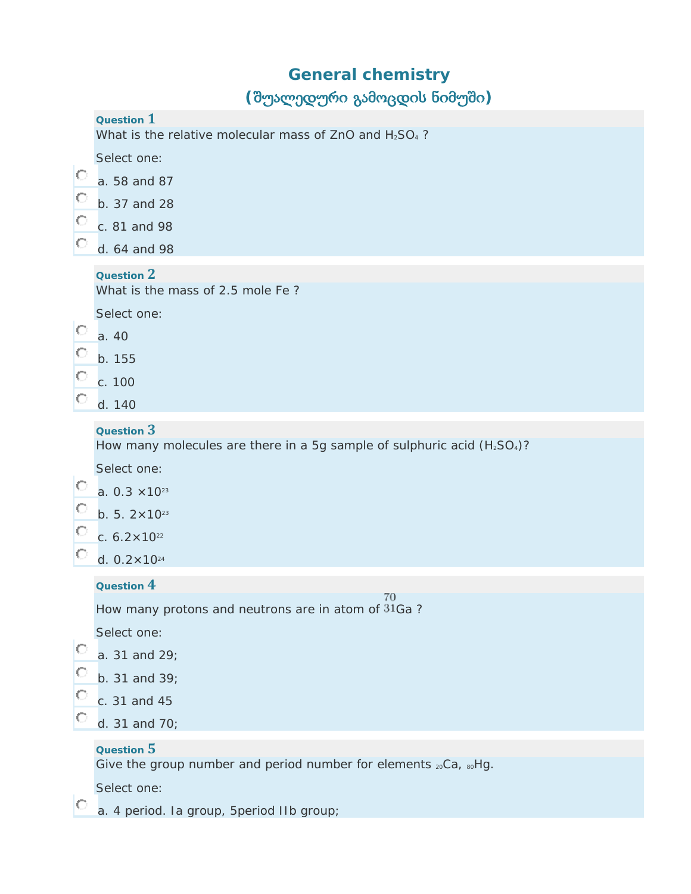# General chemistry

## (შუალედური გამოცდის ნიმუში)

**Question 1**

What is the relative molecular mass of ZnO and $H_2SO_4$ ?

Select one:

- a. 58 and 87
- b. 37 and 28
- c. 81 and 98
- d. 64 and 98

**Question 2**

What is the mass of 2.5 mole Fe ?

Select one:

- a. 40
- b. 155
- c. 100
- d. 140

**Question 3**

How many molecules are there in a 5g sample of sulphuric acid ($H_2SO_4$)?

Select one:

- a. $0.3 \times 10^{23}$
- b. $5.2 \times 10^{23}$
- c. $6.2 \times 10^{22}$
- d. $0.2 \times 10^{24}$

**Question 4**

How many protons and neutrons are in atom of $^{70}_{31}Ga$ ?

Select one:

- a. 31 and 29;
- b. 31 and 39;
- c. 31 and 45
- d. 31 and 70;

**Question 5**

Give the group number and period number for elements $_{20}Ca$, $_{80}Hg$.

Select one:

- a. 4 period. Ia group, 5period IIb group;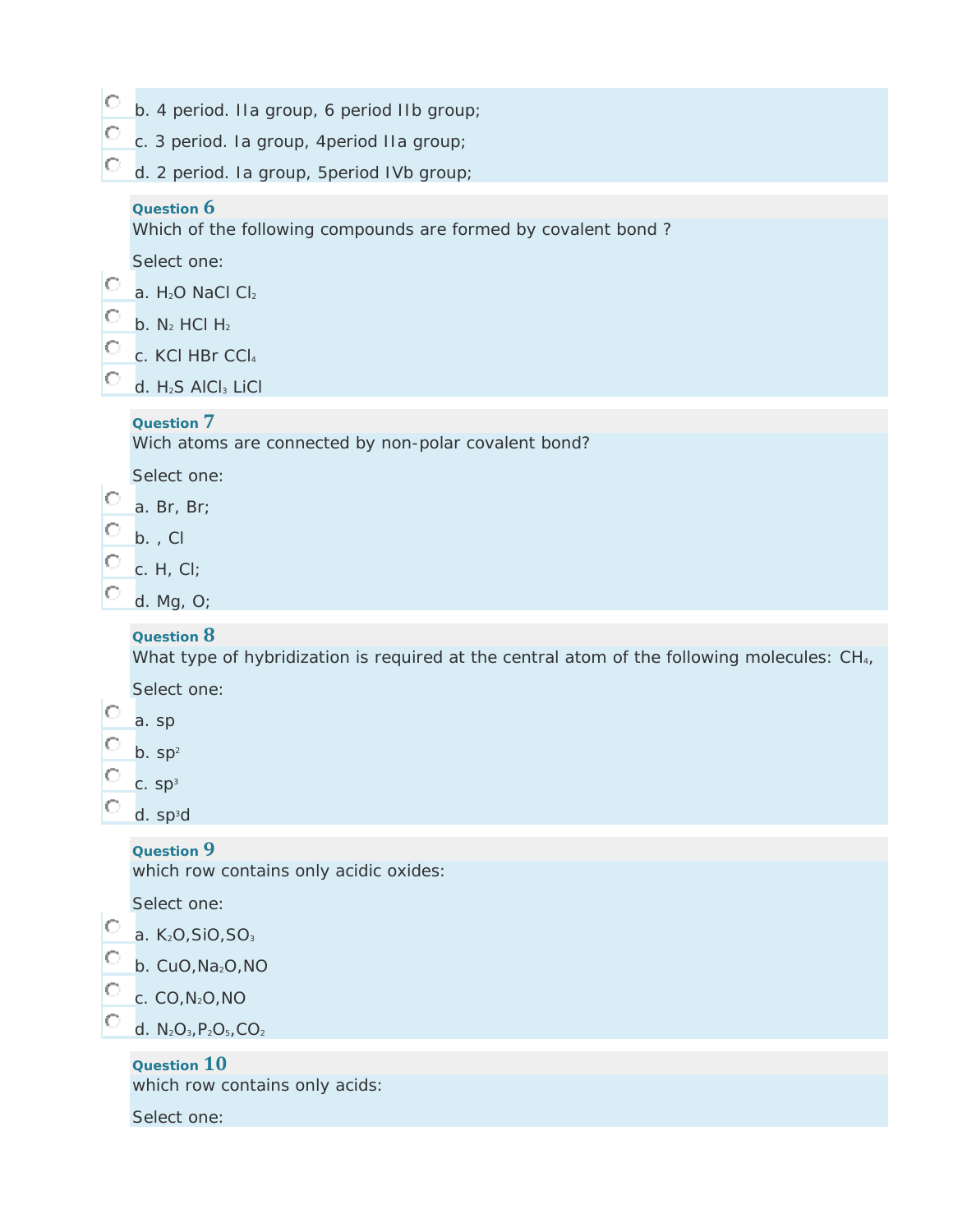- b. 4 period. IIa group, 6 period IIb group;
- c. 3 period. Ia group, 4period IIa group;
- d. 2 period. Ia group, 5period IVb group;

**Question 6**

Which of the following compounds are formed by covalent bond ?

Select one:

- a. $H_2O$ NaCl $Cl_2$
- b. $N_2$ HCl $H_2$
- c. KCl HBr $CCl_4$
- d. $H_2S$ $AlCl_3$ LiCl

**Question 7**

Wich atoms are connected by non-polar covalent bond?

Select one:

- a. Br, Br;
- b. , Cl
- c. H, Cl;
- d. Mg, O;

**Question 8**

What type of hybridization is required at the central atom of the following molecules: $CH_4$,

Select one:

- a. sp
- b. $sp^2$
- c. $sp^3$
- d. $sp^3d$

**Question 9**

which row contains only acidic oxides:

Select one:

- a. $K_2O$,SiO,$SO_3$
- b. CuO,$Na_2O$,NO
- c. CO,$N_2O$,NO
- d. $N_2O_3$,$P_2O_5$,$CO_2$

**Question 10**

which row contains only acids:

Select one: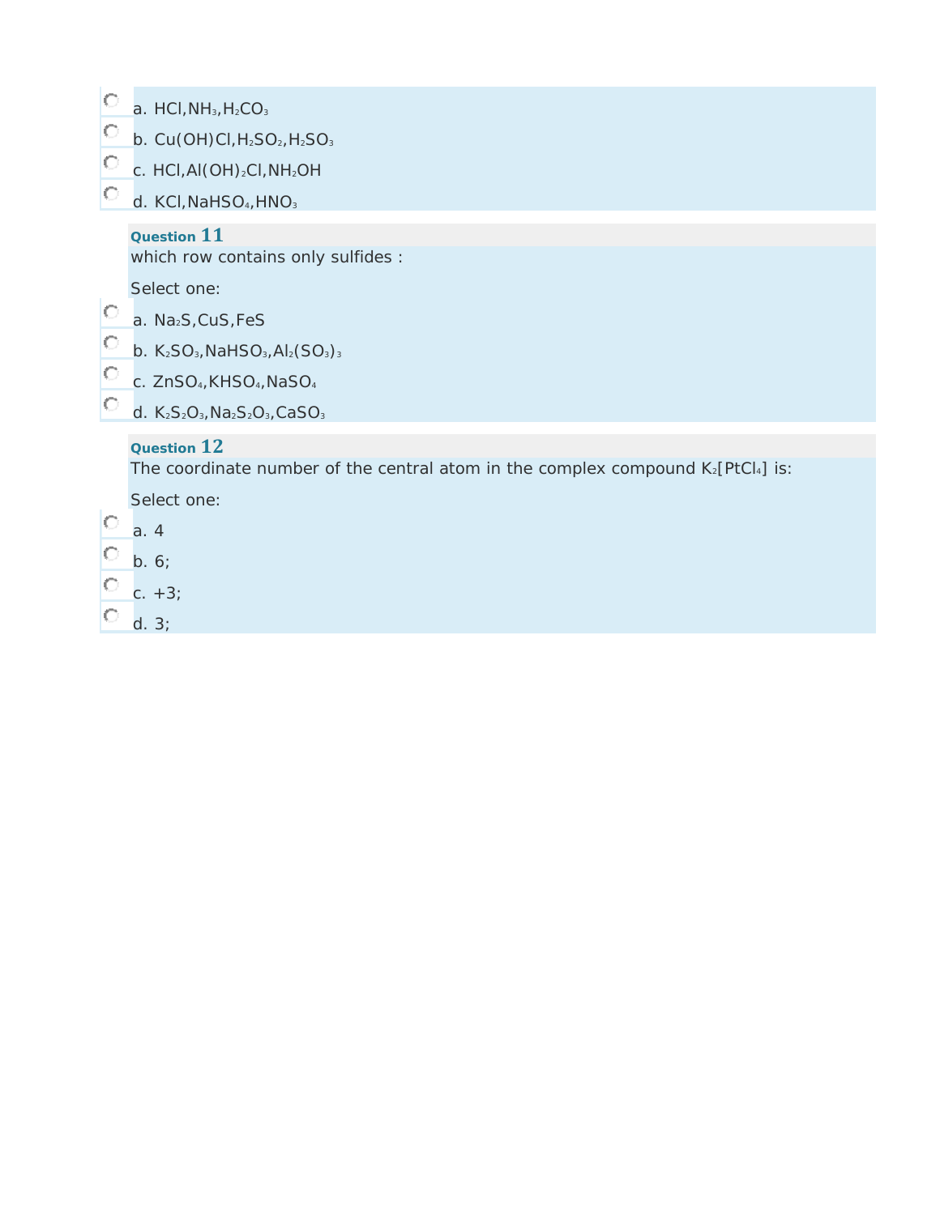- a. $HCl, NH_3, H_2CO_3$
- b. $Cu(OH)Cl, H_2SO_2, H_2SO_3$
- c. $HCl, Al(OH)_2Cl, NH_2OH$
- d. $KCl, NaHSO_4, HNO_3$

**Question 11**

which row contains only sulfides :

Select one:

- a. $Na_2S, CuS, FeS$
- b. $K_2SO_3, NaHSO_3, Al_2(SO_3)_3$
- c. $ZnSO_4, KHSO_4, NaSO_4$
- d. $K_2S_2O_3, Na_2S_2O_3, CaSO_3$

**Question 12**

The coordinate number of the central atom in the complex compound $K_2[PtCl_4]$ is:

Select one:

- a. 4
- b. 6;
- c. +3;
- d. 3;